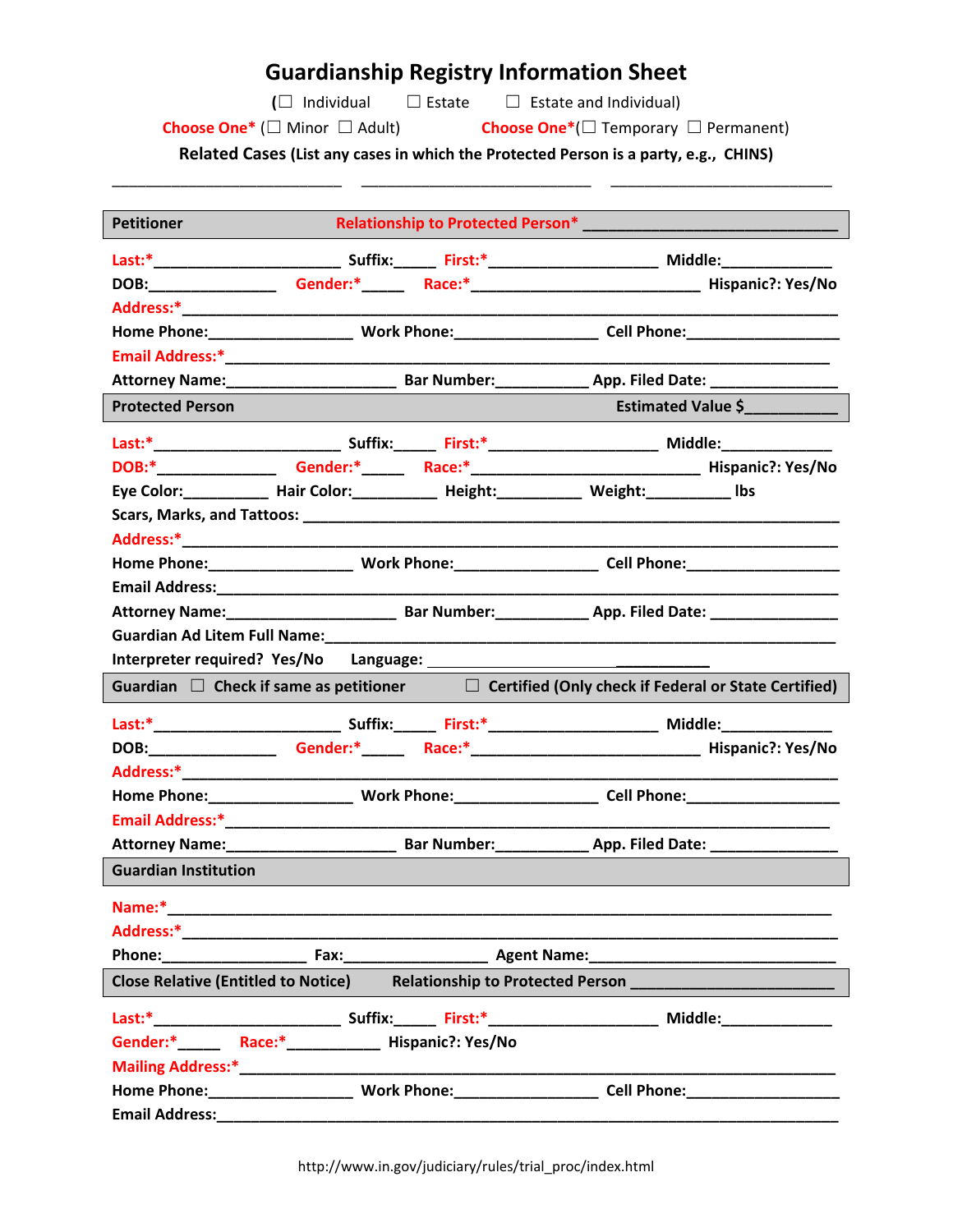# Guardianship Registry Information Sheet

(☐ Individual ☐ Estate ☐ Estate and Individual)

Choose One* (☐ Minor ☐ Adult) Choose One*(☐ Temporary ☐ Permanent)

**Related Cases (List any cases in which the Protected Person is a party, e.g., CHINS)**

___________________________ ___________________________ ___________________________

## Petitioner

**Relationship to Protected Person*** ______________________________

**Last:*** ______________________ **Suffix:**_____ **First:*** ____________________ **Middle:**_____________

**DOB:**_______________ **Gender:***_____ **Race:*** ___________________________ **Hispanic?: Yes/No**

**Address:*** ___________________________________________________________________________

**Home Phone:**_________________ **Work Phone:**_________________ **Cell Phone:**__________________

**Email Address:*** _______________________________________________________________________

**Attorney Name:**____________________ **Bar Number:**___________ **App. Filed Date:** _______________

## Protected Person

**Estimated Value $**___________

**Last:*** ______________________ **Suffix:**_____ **First:*** ____________________ **Middle:**_____________

**DOB:*** ______________ **Gender:***_____ **Race:*** ___________________________ **Hispanic?: Yes/No**

**Eye Color:**__________ **Hair Color:**__________ **Height:**__________ **Weight:**__________ **lbs**

**Scars, Marks, and Tattoos:** _____________________________________________________________

**Address:*** ___________________________________________________________________________

**Home Phone:**_________________ **Work Phone:**_________________ **Cell Phone:**__________________

**Email Address:**_________________________________________________________________________

**Attorney Name:**____________________ **Bar Number:**___________ **App. Filed Date:** _______________

**Guardian Ad Litem Full Name:**___________________________________________________________

**Interpreter required? Yes/No** **Language:** ____________________________________

## Guardian

☐ Check if same as petitioner ☐ Certified (Only check if Federal or State Certified)

**Last:*** ______________________ **Suffix:**_____ **First:*** ____________________ **Middle:**_____________

**DOB:**_______________ **Gender:***_____ **Race:*** ___________________________ **Hispanic?: Yes/No**

**Address:*** ___________________________________________________________________________

**Home Phone:**_________________ **Work Phone:**_________________ **Cell Phone:**__________________

**Email Address:*** _______________________________________________________________________

**Attorney Name:**____________________ **Bar Number:**___________ **App. Filed Date:** _______________

## Guardian Institution

**Name:*** _____________________________________________________________________________

**Address:*** ___________________________________________________________________________

**Phone:**_________________ **Fax:**_________________ **Agent Name:**_____________________________

## Close Relative (Entitled to Notice)

**Relationship to Protected Person** ________________________

**Last:*** ______________________ **Suffix:**_____ **First:*** ____________________ **Middle:**_____________

**Gender:***_____ **Race:***___________ **Hispanic?: Yes/No**

**Mailing Address:*** _____________________________________________________________________

**Home Phone:**_________________ **Work Phone:**_________________ **Cell Phone:**__________________

**Email Address:**_________________________________________________________________________

http://www.in.gov/judiciary/rules/trial_proc/index.html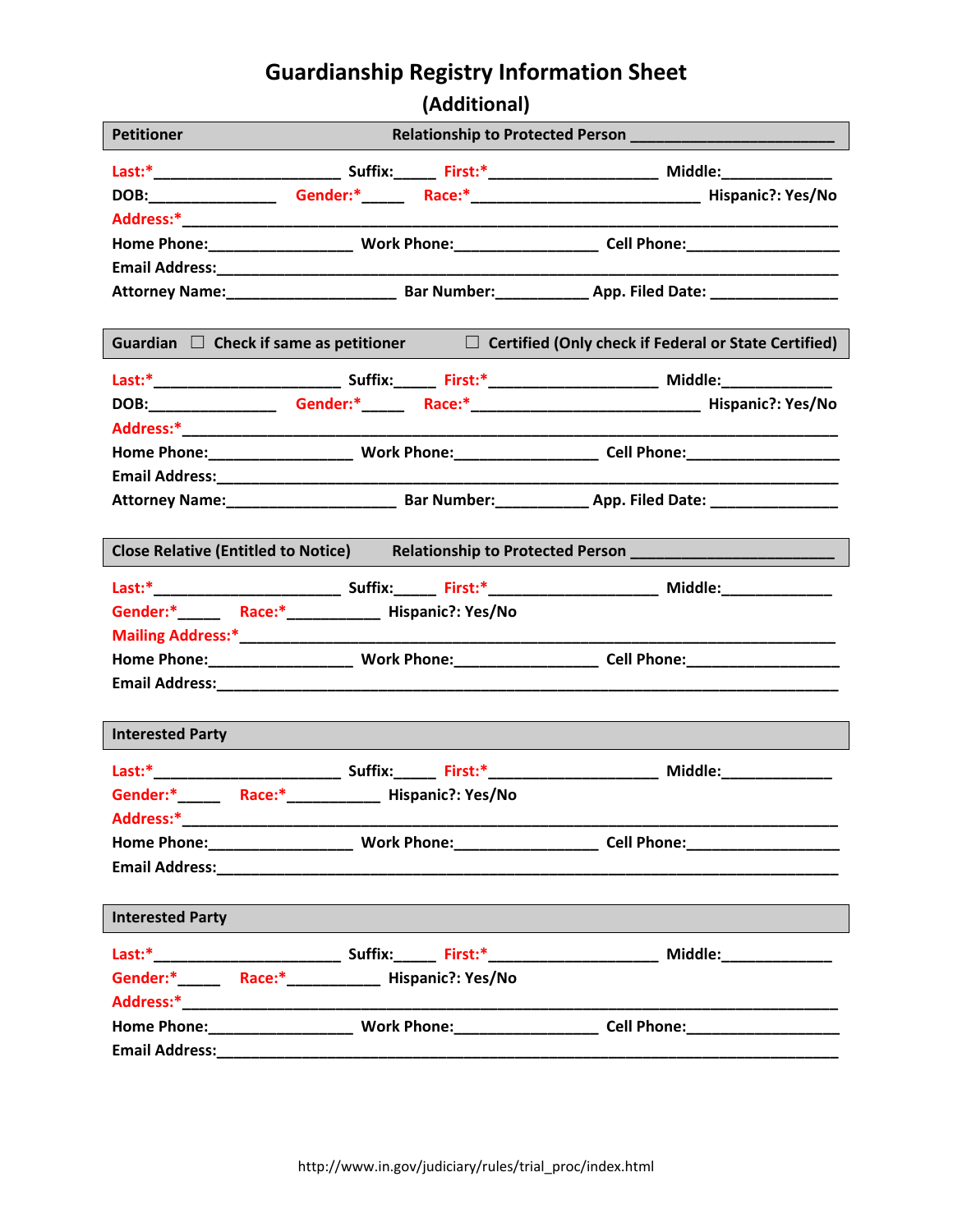# Guardianship Registry Information Sheet
## (Additional)

**Petitioner** **Relationship to Protected Person** ________________________

**Last:*** ______________________ **Suffix:**_____ **First:*** ____________________ **Middle:**_____________
**DOB:**_______________ **Gender:*** _____ **Race:*** ___________________________ **Hispanic?: Yes/No**
**Address:*** ______________________________________________________________________________
**Home Phone:**_________________ **Work Phone:**_________________ **Cell Phone:**__________________
**Email Address:**_____________________________________________________________________________
**Attorney Name:**____________________ **Bar Number:**___________ **App. Filed Date:** _______________

**Guardian** ☐ **Check if same as petitioner** ☐ **Certified (Only check if Federal or State Certified)**

**Last:*** ______________________ **Suffix:**_____ **First:*** ____________________ **Middle:**_____________
**DOB:**_______________ **Gender:*** _____ **Race:*** ___________________________ **Hispanic?: Yes/No**
**Address:*** ______________________________________________________________________________
**Home Phone:**_________________ **Work Phone:**_________________ **Cell Phone:**__________________
**Email Address:**_____________________________________________________________________________
**Attorney Name:**____________________ **Bar Number:**___________ **App. Filed Date:** _______________

**Close Relative (Entitled to Notice)** **Relationship to Protected Person** ________________________

**Last:*** ______________________ **Suffix:**_____ **First:*** ____________________ **Middle:**_____________
**Gender:*** _____ **Race:*** ___________ **Hispanic?: Yes/No**
**Mailing Address:*** _________________________________________________________________________
**Home Phone:**_________________ **Work Phone:**_________________ **Cell Phone:**__________________
**Email Address:**_____________________________________________________________________________

**Interested Party**

**Last:*** ______________________ **Suffix:**_____ **First:*** ____________________ **Middle:**_____________
**Gender:*** _____ **Race:*** ___________ **Hispanic?: Yes/No**
**Address:*** ______________________________________________________________________________
**Home Phone:**_________________ **Work Phone:**_________________ **Cell Phone:**__________________
**Email Address:**_____________________________________________________________________________

**Interested Party**

**Last:*** ______________________ **Suffix:**_____ **First:*** ____________________ **Middle:**_____________
**Gender:*** _____ **Race:*** ___________ **Hispanic?: Yes/No**
**Address:*** ______________________________________________________________________________
**Home Phone:**_________________ **Work Phone:**_________________ **Cell Phone:**__________________
**Email Address:**_____________________________________________________________________________

http://www.in.gov/judiciary/rules/trial_proc/index.html